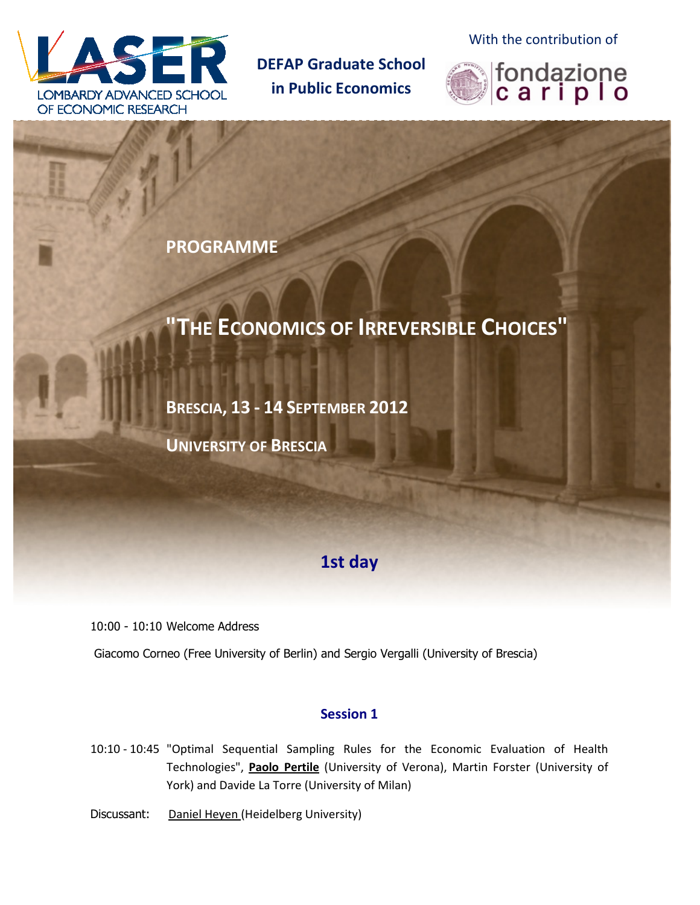LASER
LOMBARDY ADVANCED SCHOOL OF ECONOMIC RESEARCH

**DEFAP Graduate School in Public Economics**

With the contribution of fondazione cariplo

# PROGRAMME

# "THE ECONOMICS OF IRREVERSIBLE CHOICES"

**BRESCIA, 13 - 14 SEPTEMBER 2012**

**UNIVERSITY OF BRESCIA**

## 1st day

10:00 - 10:10 Welcome Address

Giacomo Corneo (Free University of Berlin) and Sergio Vergalli (University of Brescia)

### Session 1

10:10 - 10:45 "Optimal Sequential Sampling Rules for the Economic Evaluation of Health Technologies", **Paolo Pertile** (University of Verona), Martin Forster (University of York) and Davide La Torre (University of Milan)

Discussant: Daniel Heyen (Heidelberg University)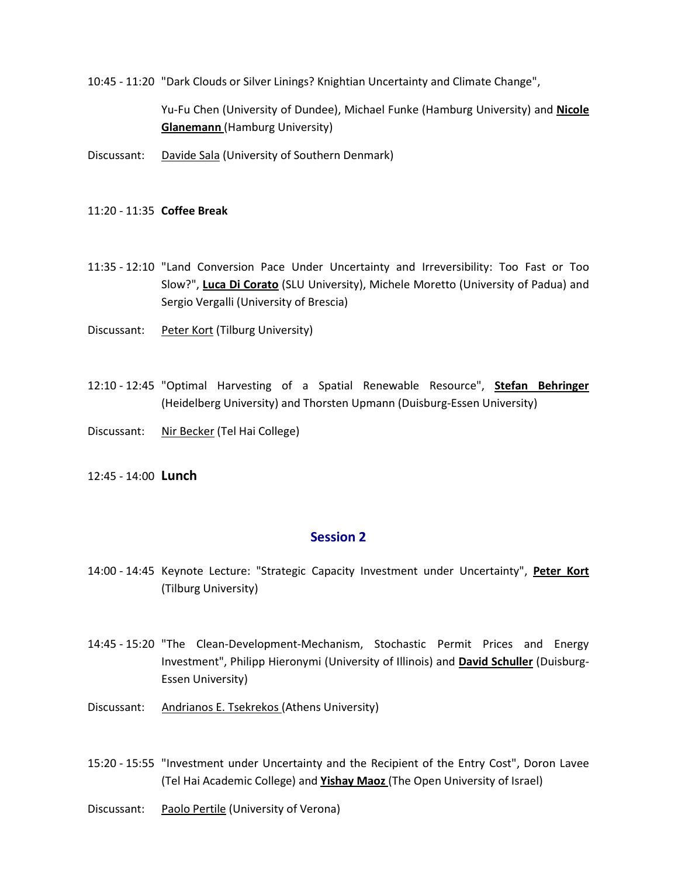10:45 - 11:20 "Dark Clouds or Silver Linings? Knightian Uncertainty and Climate Change",

Yu-Fu Chen (University of Dundee), Michael Funke (Hamburg University) and **Nicole Glanemann** (Hamburg University)

Discussant: Davide Sala (University of Southern Denmark)

11:20 - 11:35 **Coffee Break**

11:35 - 12:10 "Land Conversion Pace Under Uncertainty and Irreversibility: Too Fast or Too Slow?", **Luca Di Corato** (SLU University), Michele Moretto (University of Padua) and Sergio Vergalli (University of Brescia)

Discussant: Peter Kort (Tilburg University)

12:10 - 12:45 "Optimal Harvesting of a Spatial Renewable Resource", **Stefan Behringer** (Heidelberg University) and Thorsten Upmann (Duisburg-Essen University)

Discussant: Nir Becker (Tel Hai College)

12:45 - 14:00 **Lunch**

## Session 2

14:00 - 14:45 Keynote Lecture: "Strategic Capacity Investment under Uncertainty", **Peter Kort** (Tilburg University)

14:45 - 15:20 "The Clean-Development-Mechanism, Stochastic Permit Prices and Energy Investment", Philipp Hieronymi (University of Illinois) and **David Schuller** (Duisburg-Essen University)

Discussant: Andrianos E. Tsekrekos (Athens University)

15:20 - 15:55 "Investment under Uncertainty and the Recipient of the Entry Cost", Doron Lavee (Tel Hai Academic College) and **Yishay Maoz** (The Open University of Israel)

Discussant: Paolo Pertile (University of Verona)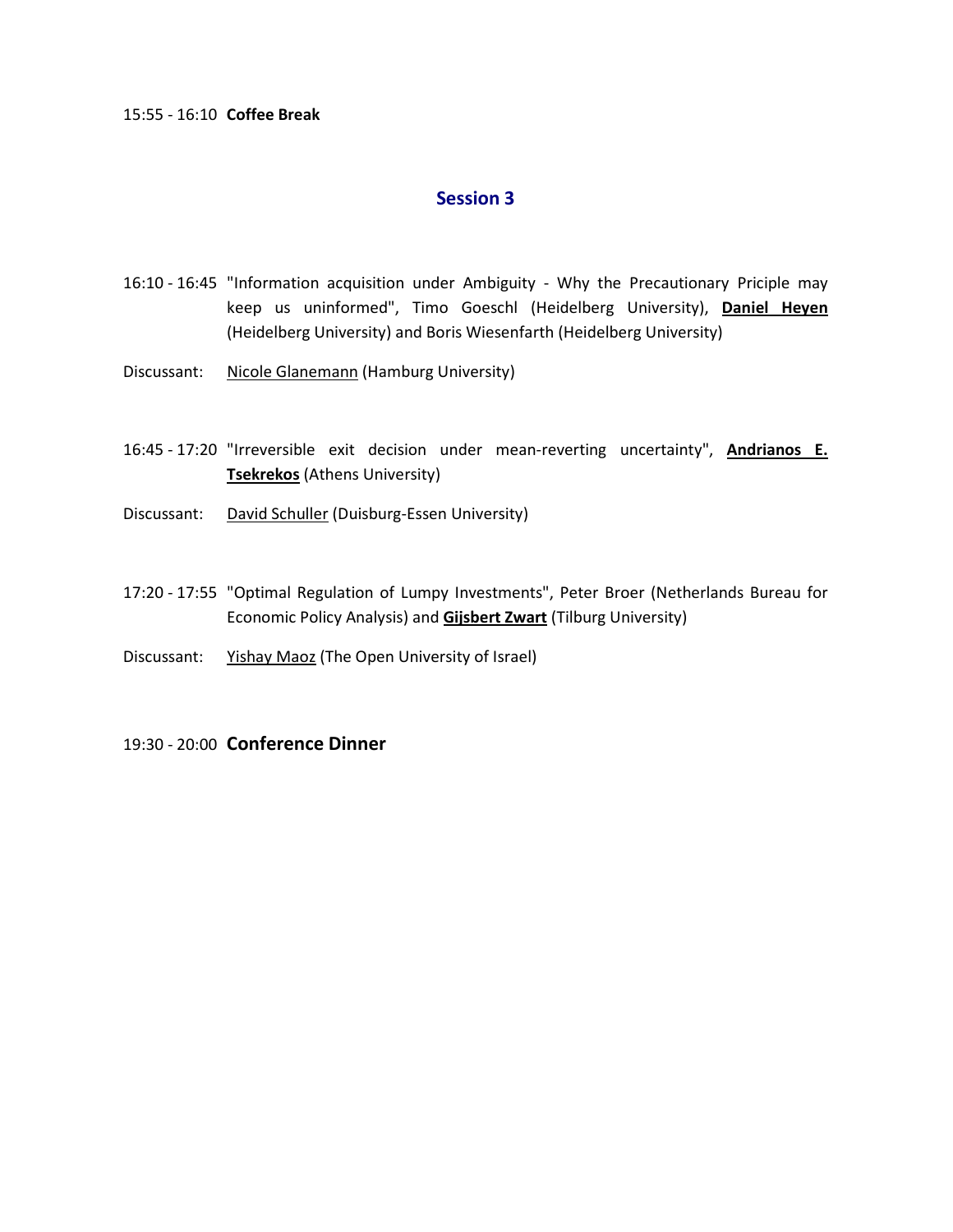15:55 - 16:10 **Coffee Break**

## Session 3

16:10 - 16:45 "Information acquisition under Ambiguity - Why the Precautionary Priciple may keep us uninformed", Timo Goeschl (Heidelberg University), **Daniel Heyen** (Heidelberg University) and Boris Wiesenfarth (Heidelberg University)

Discussant: Nicole Glanemann (Hamburg University)

16:45 - 17:20 "Irreversible exit decision under mean-reverting uncertainty", **Andrianos E. Tsekrekos** (Athens University)

Discussant: David Schuller (Duisburg-Essen University)

17:20 - 17:55 "Optimal Regulation of Lumpy Investments", Peter Broer (Netherlands Bureau for Economic Policy Analysis) and **Gijsbert Zwart** (Tilburg University)

Discussant: Yishay Maoz (The Open University of Israel)

19:30 - 20:00 **Conference Dinner**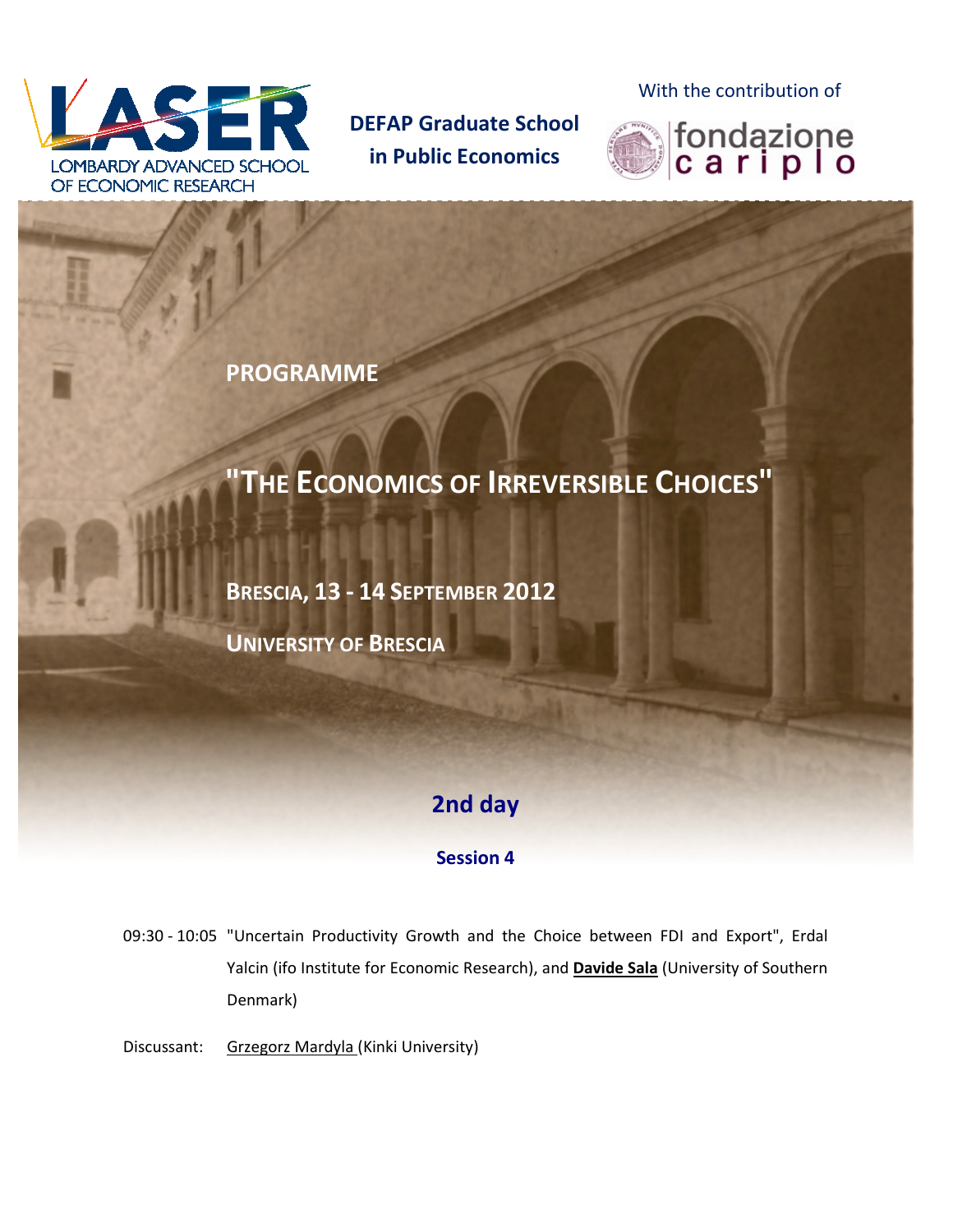LASER
LOMBARDY ADVANCED SCHOOL OF ECONOMIC RESEARCH

**DEFAP Graduate School in Public Economics**

With the contribution of

fondazione cariplo

**PROGRAMME**

# "THE ECONOMICS OF IRREVERSIBLE CHOICES"

**BRESCIA, 13 - 14 SEPTEMBER 2012**

**UNIVERSITY OF BRESCIA**

## 2nd day

### Session 4

09:30 - 10:05 "Uncertain Productivity Growth and the Choice between FDI and Export", Erdal Yalcin (ifo Institute for Economic Research), and **Davide Sala** (University of Southern Denmark)

Discussant: Grzegorz Mardyla (Kinki University)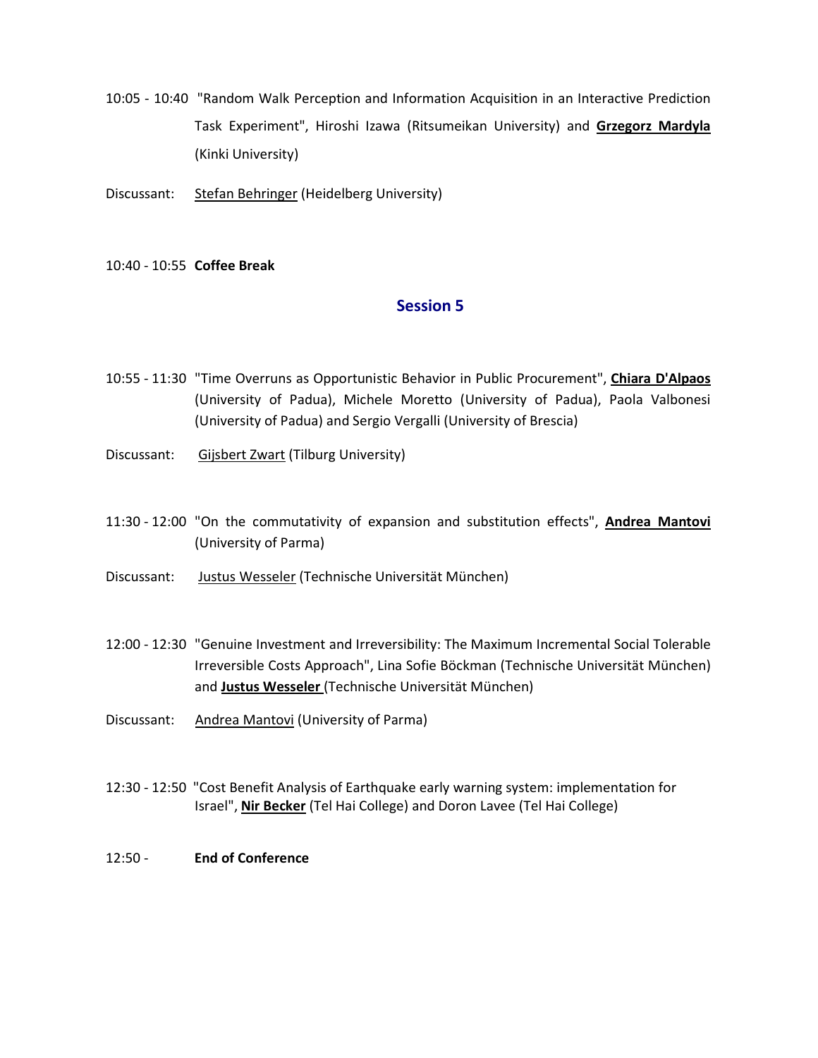10:05 - 10:40 "Random Walk Perception and Information Acquisition in an Interactive Prediction Task Experiment", Hiroshi Izawa (Ritsumeikan University) and **Grzegorz Mardyla** (Kinki University)

Discussant: Stefan Behringer (Heidelberg University)

10:40 - 10:55 **Coffee Break**

## Session 5

10:55 - 11:30 "Time Overruns as Opportunistic Behavior in Public Procurement", **Chiara D'Alpaos** (University of Padua), Michele Moretto (University of Padua), Paola Valbonesi (University of Padua) and Sergio Vergalli (University of Brescia)

Discussant: Gijsbert Zwart (Tilburg University)

11:30 - 12:00 "On the commutativity of expansion and substitution effects", **Andrea Mantovi** (University of Parma)

Discussant: Justus Wesseler (Technische Universität München)

12:00 - 12:30 "Genuine Investment and Irreversibility: The Maximum Incremental Social Tolerable Irreversible Costs Approach", Lina Sofie Böckman (Technische Universität München) and **Justus Wesseler** (Technische Universität München)

Discussant: Andrea Mantovi (University of Parma)

12:30 - 12:50 "Cost Benefit Analysis of Earthquake early warning system: implementation for Israel", **Nir Becker** (Tel Hai College) and Doron Lavee (Tel Hai College)

12:50 - **End of Conference**